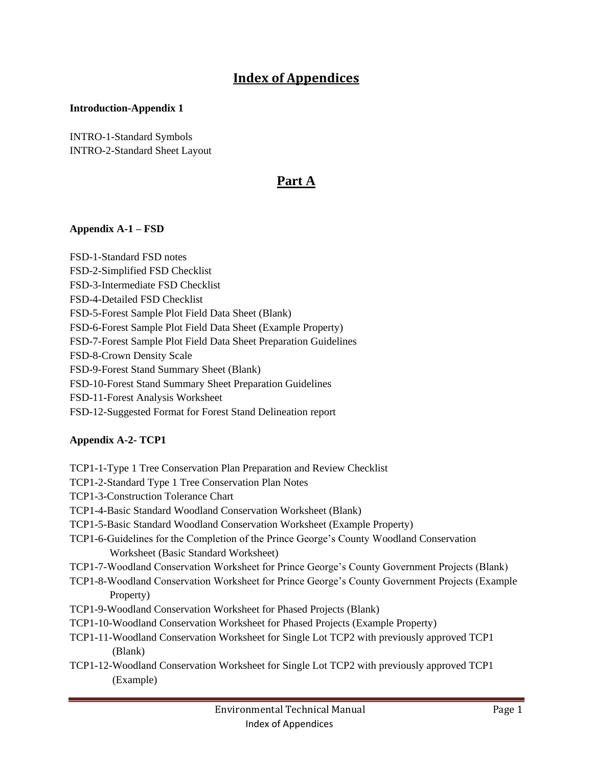# Index of Appendices

**Introduction-Appendix 1**

INTRO-1-Standard Symbols
INTRO-2-Standard Sheet Layout

# Part A

**Appendix A-1 – FSD**

FSD-1-Standard FSD notes
FSD-2-Simplified FSD Checklist
FSD-3-Intermediate FSD Checklist
FSD-4-Detailed FSD Checklist
FSD-5-Forest Sample Plot Field Data Sheet (Blank)
FSD-6-Forest Sample Plot Field Data Sheet (Example Property)
FSD-7-Forest Sample Plot Field Data Sheet Preparation Guidelines
FSD-8-Crown Density Scale
FSD-9-Forest Stand Summary Sheet (Blank)
FSD-10-Forest Stand Summary Sheet Preparation Guidelines
FSD-11-Forest Analysis Worksheet
FSD-12-Suggested Format for Forest Stand Delineation report

**Appendix A-2- TCP1**

TCP1-1-Type 1 Tree Conservation Plan Preparation and Review Checklist
TCP1-2-Standard Type 1 Tree Conservation Plan Notes
TCP1-3-Construction Tolerance Chart
TCP1-4-Basic Standard Woodland Conservation Worksheet (Blank)
TCP1-5-Basic Standard Woodland Conservation Worksheet (Example Property)
TCP1-6-Guidelines for the Completion of the Prince George's County Woodland Conservation Worksheet (Basic Standard Worksheet)
TCP1-7-Woodland Conservation Worksheet for Prince George's County Government Projects (Blank)
TCP1-8-Woodland Conservation Worksheet for Prince George's County Government Projects (Example Property)
TCP1-9-Woodland Conservation Worksheet for Phased Projects (Blank)
TCP1-10-Woodland Conservation Worksheet for Phased Projects (Example Property)
TCP1-11-Woodland Conservation Worksheet for Single Lot TCP2 with previously approved TCP1 (Blank)
TCP1-12-Woodland Conservation Worksheet for Single Lot TCP2 with previously approved TCP1 (Example)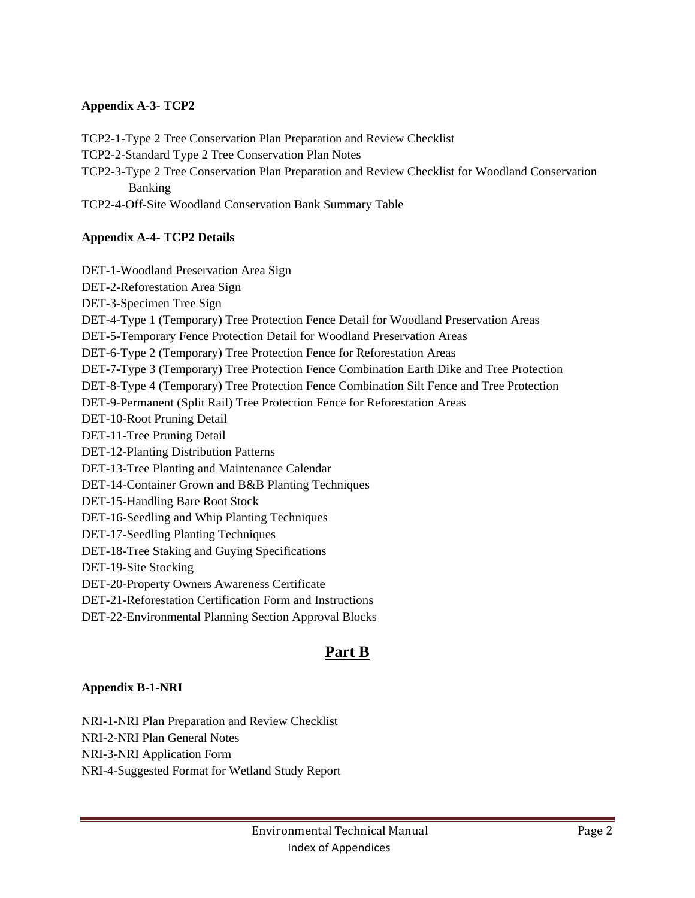**Appendix A-3- TCP2**

TCP2-1-Type 2 Tree Conservation Plan Preparation and Review Checklist
TCP2-2-Standard Type 2 Tree Conservation Plan Notes
TCP2-3-Type 2 Tree Conservation Plan Preparation and Review Checklist for Woodland Conservation Banking
TCP2-4-Off-Site Woodland Conservation Bank Summary Table

**Appendix A-4- TCP2 Details**

DET-1-Woodland Preservation Area Sign
DET-2-Reforestation Area Sign
DET-3-Specimen Tree Sign
DET-4-Type 1 (Temporary) Tree Protection Fence Detail for Woodland Preservation Areas
DET-5-Temporary Fence Protection Detail for Woodland Preservation Areas
DET-6-Type 2 (Temporary) Tree Protection Fence for Reforestation Areas
DET-7-Type 3 (Temporary) Tree Protection Fence Combination Earth Dike and Tree Protection
DET-8-Type 4 (Temporary) Tree Protection Fence Combination Silt Fence and Tree Protection
DET-9-Permanent (Split Rail) Tree Protection Fence for Reforestation Areas
DET-10-Root Pruning Detail
DET-11-Tree Pruning Detail
DET-12-Planting Distribution Patterns
DET-13-Tree Planting and Maintenance Calendar
DET-14-Container Grown and B&B Planting Techniques
DET-15-Handling Bare Root Stock
DET-16-Seedling and Whip Planting Techniques
DET-17-Seedling Planting Techniques
DET-18-Tree Staking and Guying Specifications
DET-19-Site Stocking
DET-20-Property Owners Awareness Certificate
DET-21-Reforestation Certification Form and Instructions
DET-22-Environmental Planning Section Approval Blocks

# Part B

**Appendix B-1-NRI**

NRI-1-NRI Plan Preparation and Review Checklist
NRI-2-NRI Plan General Notes
NRI-3-NRI Application Form
NRI-4-Suggested Format for Wetland Study Report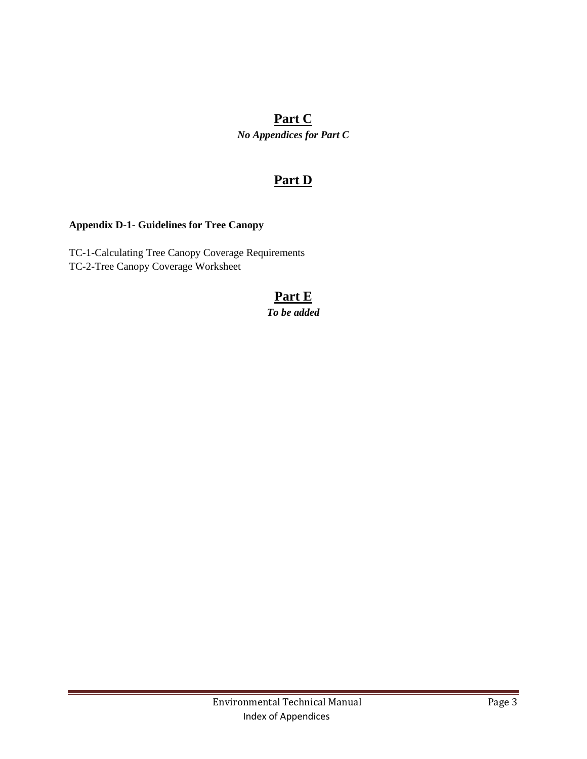## Part C

***No Appendices for Part C***

## Part D

**Appendix D-1- Guidelines for Tree Canopy**

TC-1-Calculating Tree Canopy Coverage Requirements
TC-2-Tree Canopy Coverage Worksheet

## Part E

***To be added***